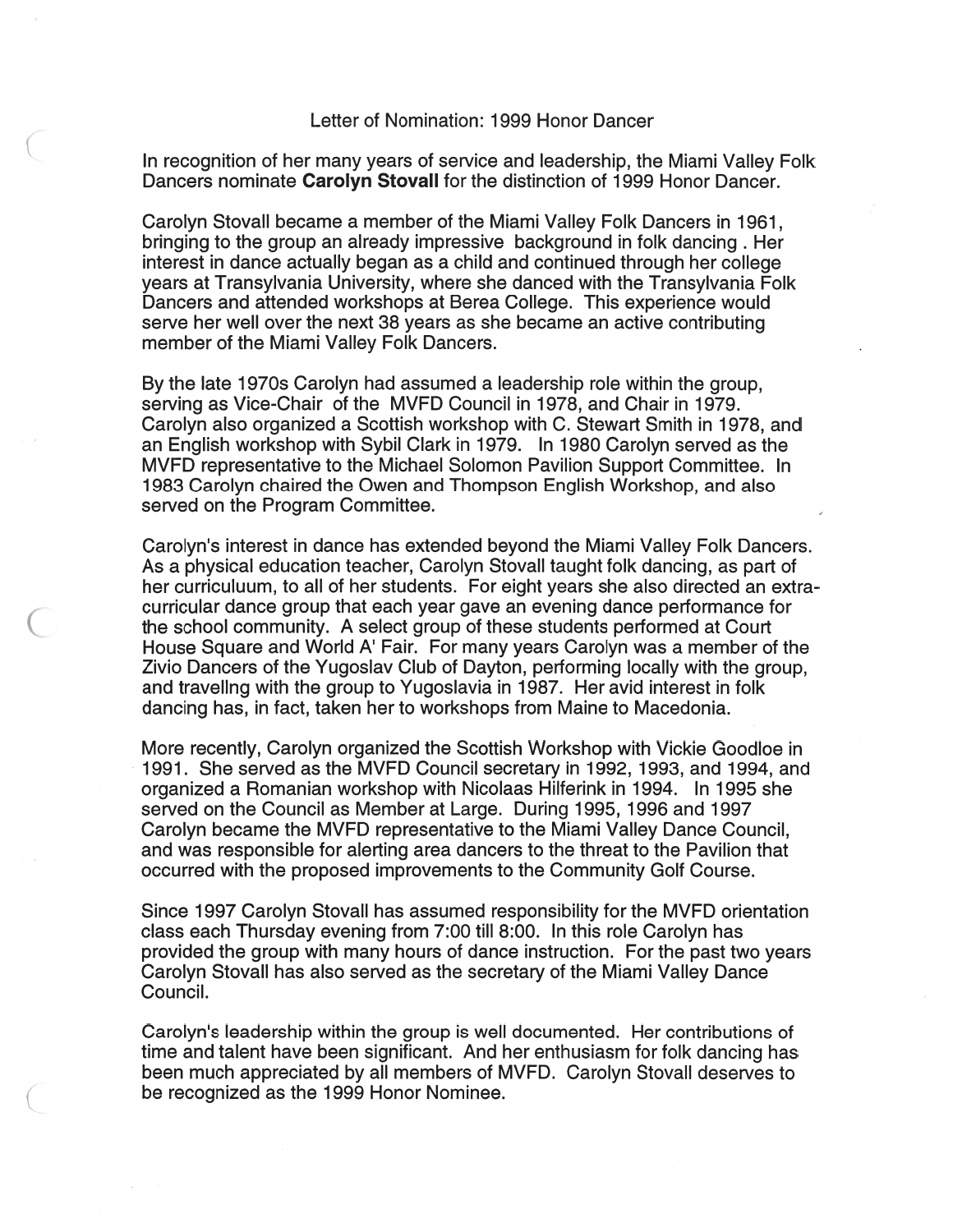# Letter of Nomination: 1999 Honor Dancer

In recognition of her many years of service and leadership, the Miami Valley Folk Dancers nominate **Carolyn Stovall** for the distinction of 1999 Honor Dancer.

Carolyn Stovall became a member of the Miami Valley Folk Dancers in 1961, bringing to the group an already impressive background in folk dancing . Her interest in dance actually began as a child and continued through her college years at Transylvania University, where she danced with the Transylvania Folk Dancers and attended workshops at Berea College. This experience would serve her well over the next 38 years as she became an active contributing member of the Miami Valley Folk Dancers.

By the late 1970s Carolyn had assumed a leadership role within the group, serving as Vice-Chair of the MVFD Council in 1978, and Chair in 1979. Carolyn also organized a Scottish workshop with C. Stewart Smith in 1978, and an English workshop with Sybil Clark in 1979. In 1980 Carolyn served as the MVFD representative to the Michael Solomon Pavilion Support Committee. In 1983 Carolyn chaired the Owen and Thompson English Workshop, and also served on the Program Committee.

Carolyn's interest in dance has extended beyond the Miami Valley Folk Dancers. As a physical education teacher, Carolyn Stovall taught folk dancing, as part of her curriculuum, to all of her students. For eight years she also directed an extra-curricular dance group that each year gave an evening dance performance for the school community. A select group of these students performed at Court House Square and World A' Fair. For many years Carolyn was a member of the Zivio Dancers of the Yugoslav Club of Dayton, performing locally with the group, and travellng with the group to Yugoslavia in 1987. Her avid interest in folk dancing has, in fact, taken her to workshops from Maine to Macedonia.

More recently, Carolyn organized the Scottish Workshop with Vickie Goodloe in 1991. She served as the MVFD Council secretary in 1992, 1993, and 1994, and organized a Romanian workshop with Nicolaas Hilferink in 1994. In 1995 she served on the Council as Member at Large. During 1995, 1996 and 1997 Carolyn became the MVFD representative to the Miami Valley Dance Council, and was responsible for alerting area dancers to the threat to the Pavilion that occurred with the proposed improvements to the Community Golf Course.

Since 1997 Carolyn Stovall has assumed responsibility for the MVFD orientation class each Thursday evening from 7:00 till 8:00. In this role Carolyn has provided the group with many hours of dance instruction. For the past two years Carolyn Stovall has also served as the secretary of the Miami Valley Dance Council.

Carolyn's leadership within the group is well documented. Her contributions of time and talent have been significant. And her enthusiasm for folk dancing has been much appreciated by all members of MVFD. Carolyn Stovall deserves to be recognized as the 1999 Honor Nominee.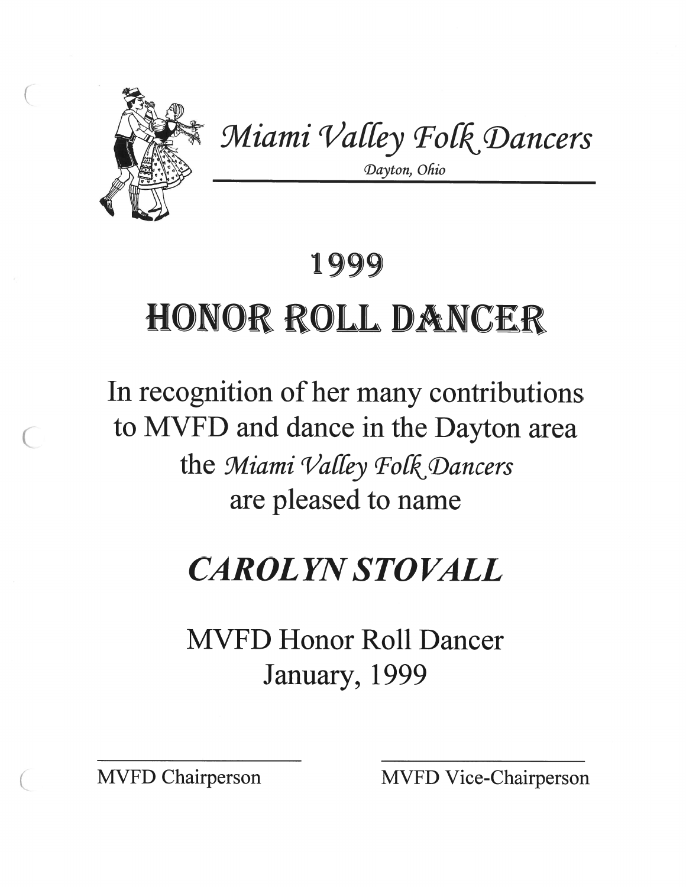*Miami Valley Folk Dancers*

*Dayton, Ohio*

# 1999

# HONOR ROLL DANCER

In recognition of her many contributions to MVFD and dance in the Dayton area the *Miami Valley Folk Dancers* are pleased to name

## ***CAROLYN STOVALL***

MVFD Honor Roll Dancer
January, 1999

MVFD Chairperson

MVFD Vice-Chairperson